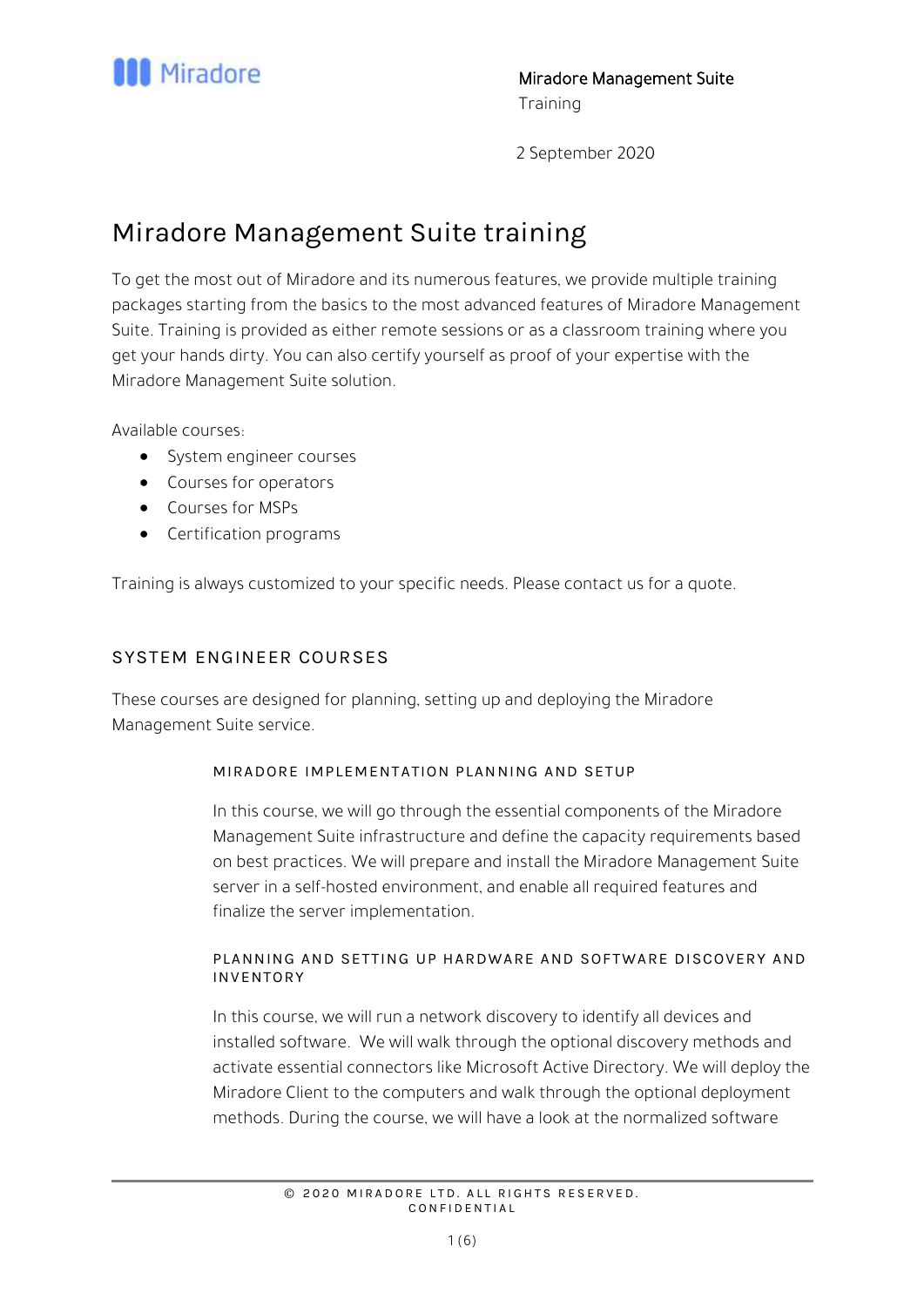Miradore Management Suite
Training

2 September 2020

# Miradore Management Suite training

To get the most out of Miradore and its numerous features, we provide multiple training packages starting from the basics to the most advanced features of Miradore Management Suite. Training is provided as either remote sessions or as a classroom training where you get your hands dirty. You can also certify yourself as proof of your expertise with the Miradore Management Suite solution.

Available courses:

- System engineer courses
- Courses for operators
- Courses for MSPs
- Certification programs

Training is always customized to your specific needs. Please contact us for a quote.

## SYSTEM ENGINEER COURSES

These courses are designed for planning, setting up and deploying the Miradore Management Suite service.

### MIRADORE IMPLEMENTATION PLANNING AND SETUP

In this course, we will go through the essential components of the Miradore Management Suite infrastructure and define the capacity requirements based on best practices. We will prepare and install the Miradore Management Suite server in a self-hosted environment, and enable all required features and finalize the server implementation.

### PLANNING AND SETTING UP HARDWARE AND SOFTWARE DISCOVERY AND INVENTORY

In this course, we will run a network discovery to identify all devices and installed software. We will walk through the optional discovery methods and activate essential connectors like Microsoft Active Directory. We will deploy the Miradore Client to the computers and walk through the optional deployment methods. During the course, we will have a look at the normalized software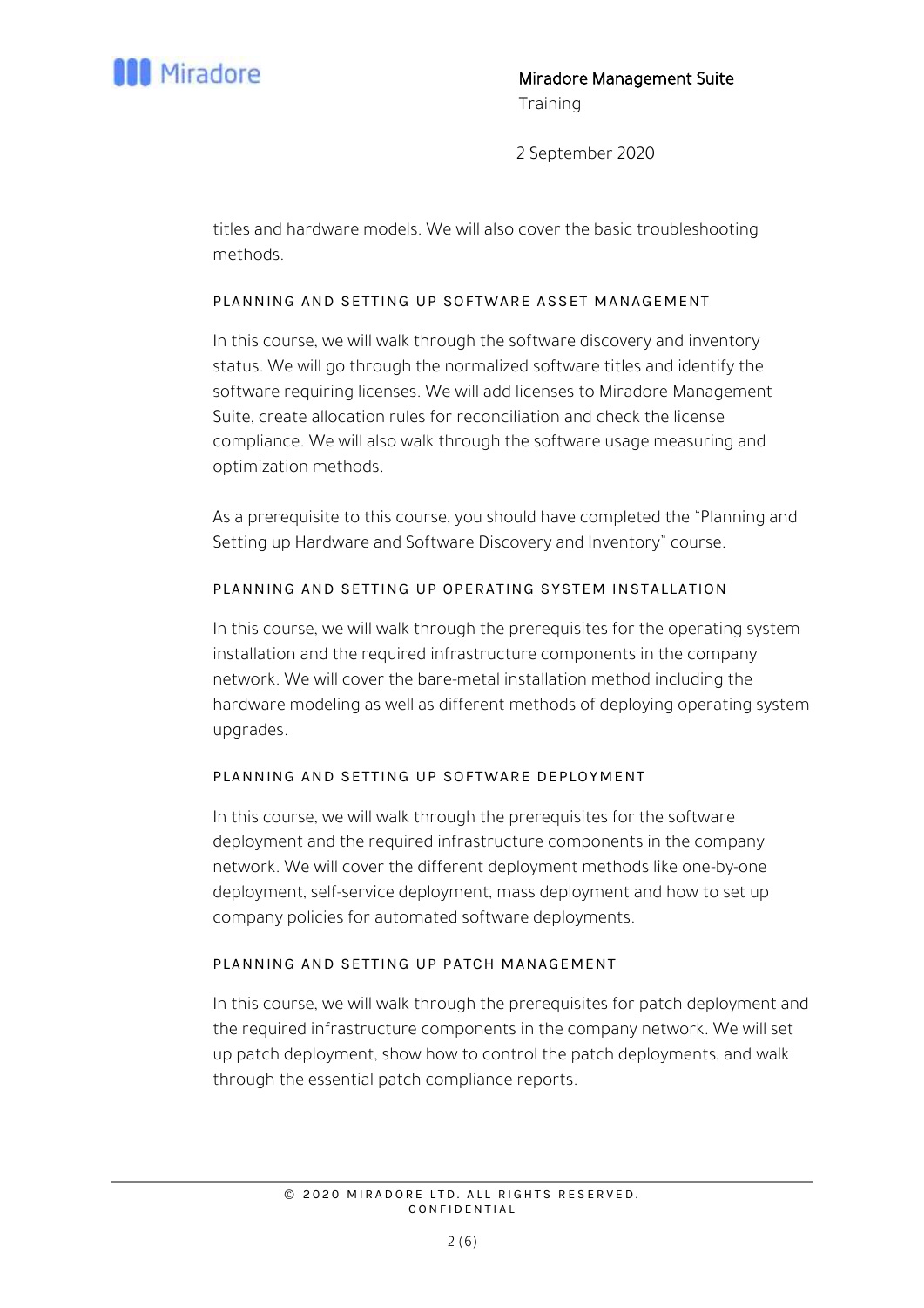titles and hardware models. We will also cover the basic troubleshooting methods.

### PLANNING AND SETTING UP SOFTWARE ASSET MANAGEMENT

In this course, we will walk through the software discovery and inventory status. We will go through the normalized software titles and identify the software requiring licenses. We will add licenses to Miradore Management Suite, create allocation rules for reconciliation and check the license compliance. We will also walk through the software usage measuring and optimization methods.

As a prerequisite to this course, you should have completed the "Planning and Setting up Hardware and Software Discovery and Inventory" course.

### PLANNING AND SETTING UP OPERATING SYSTEM INSTALLATION

In this course, we will walk through the prerequisites for the operating system installation and the required infrastructure components in the company network. We will cover the bare-metal installation method including the hardware modeling as well as different methods of deploying operating system upgrades.

### PLANNING AND SETTING UP SOFTWARE DEPLOYMENT

In this course, we will walk through the prerequisites for the software deployment and the required infrastructure components in the company network. We will cover the different deployment methods like one-by-one deployment, self-service deployment, mass deployment and how to set up company policies for automated software deployments.

### PLANNING AND SETTING UP PATCH MANAGEMENT

In this course, we will walk through the prerequisites for patch deployment and the required infrastructure components in the company network. We will set up patch deployment, show how to control the patch deployments, and walk through the essential patch compliance reports.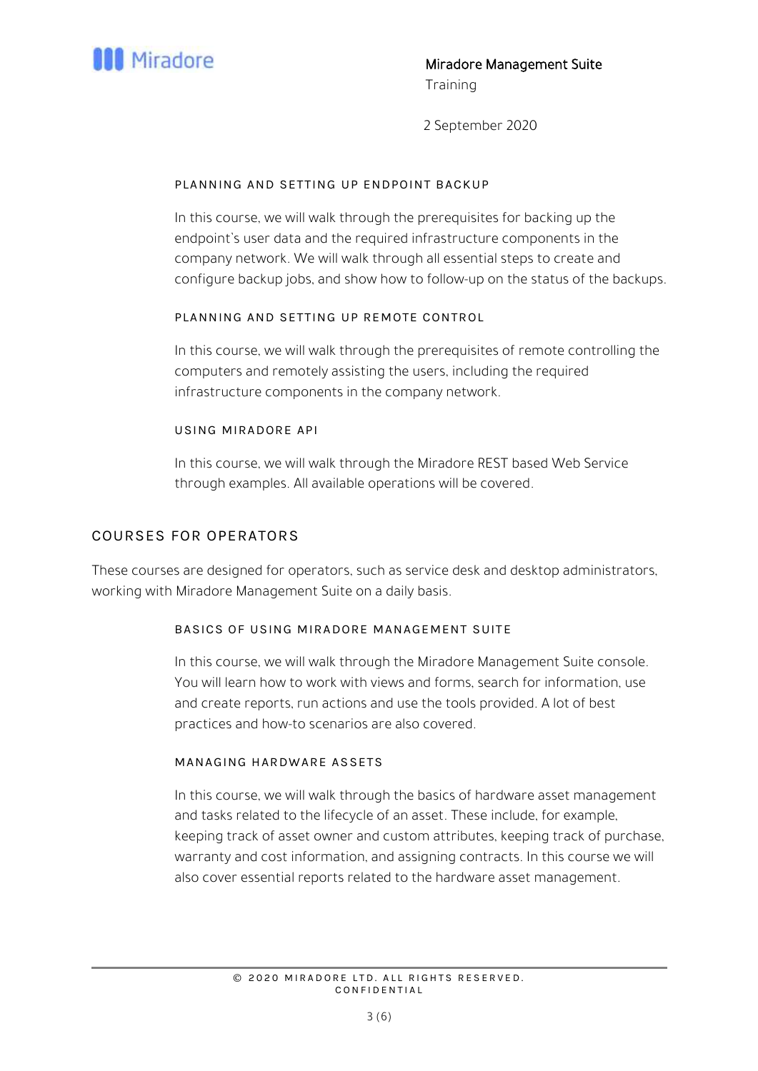#### PLANNING AND SETTING UP ENDPOINT BACKUP

In this course, we will walk through the prerequisites for backing up the endpoint's user data and the required infrastructure components in the company network. We will walk through all essential steps to create and configure backup jobs, and show how to follow-up on the status of the backups.

#### PLANNING AND SETTING UP REMOTE CONTROL

In this course, we will walk through the prerequisites of remote controlling the computers and remotely assisting the users, including the required infrastructure components in the company network.

#### USING MIRADORE API

In this course, we will walk through the Miradore REST based Web Service through examples. All available operations will be covered.

## COURSES FOR OPERATORS

These courses are designed for operators, such as service desk and desktop administrators, working with Miradore Management Suite on a daily basis.

#### BASICS OF USING MIRADORE MANAGEMENT SUITE

In this course, we will walk through the Miradore Management Suite console. You will learn how to work with views and forms, search for information, use and create reports, run actions and use the tools provided. A lot of best practices and how-to scenarios are also covered.

#### MANAGING HARDWARE ASSETS

In this course, we will walk through the basics of hardware asset management and tasks related to the lifecycle of an asset. These include, for example, keeping track of asset owner and custom attributes, keeping track of purchase, warranty and cost information, and assigning contracts. In this course we will also cover essential reports related to the hardware asset management.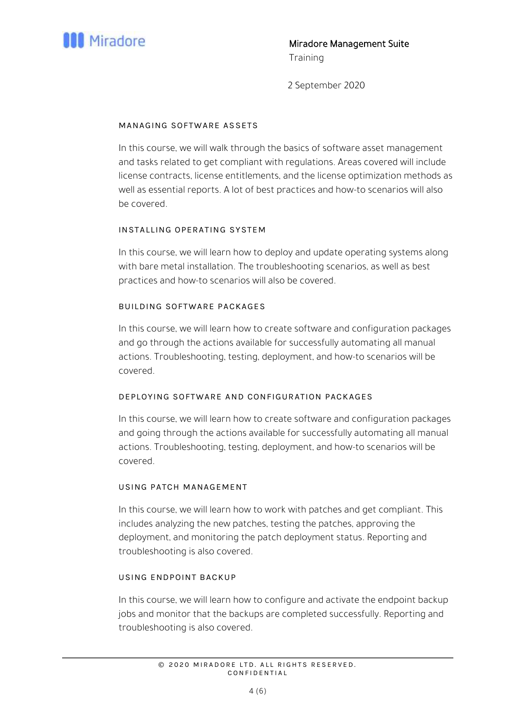## MANAGING SOFTWARE ASSETS

In this course, we will walk through the basics of software asset management and tasks related to get compliant with regulations. Areas covered will include license contracts, license entitlements, and the license optimization methods as well as essential reports. A lot of best practices and how-to scenarios will also be covered.

## INSTALLING OPERATING SYSTEM

In this course, we will learn how to deploy and update operating systems along with bare metal installation. The troubleshooting scenarios, as well as best practices and how-to scenarios will also be covered.

## BUILDING SOFTWARE PACKAGES

In this course, we will learn how to create software and configuration packages and go through the actions available for successfully automating all manual actions. Troubleshooting, testing, deployment, and how-to scenarios will be covered.

## DEPLOYING SOFTWARE AND CONFIGURATION PACKAGES

In this course, we will learn how to create software and configuration packages and going through the actions available for successfully automating all manual actions. Troubleshooting, testing, deployment, and how-to scenarios will be covered.

## USING PATCH MANAGEMENT

In this course, we will learn how to work with patches and get compliant. This includes analyzing the new patches, testing the patches, approving the deployment, and monitoring the patch deployment status. Reporting and troubleshooting is also covered.

## USING ENDPOINT BACKUP

In this course, we will learn how to configure and activate the endpoint backup jobs and monitor that the backups are completed successfully. Reporting and troubleshooting is also covered.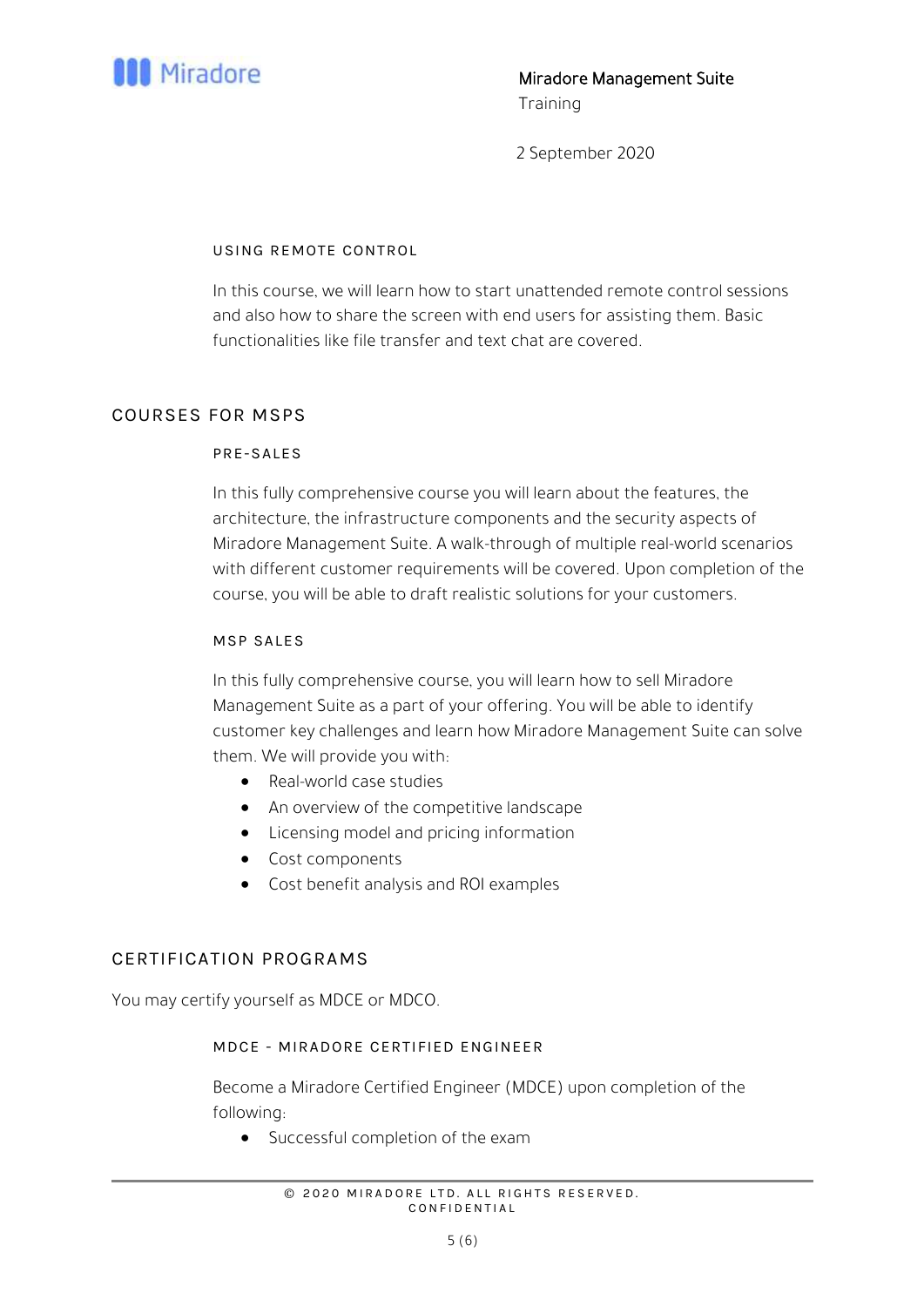### USING REMOTE CONTROL

In this course, we will learn how to start unattended remote control sessions and also how to share the screen with end users for assisting them. Basic functionalities like file transfer and text chat are covered.

## COURSES FOR MSPS

### PRE-SALES

In this fully comprehensive course you will learn about the features, the architecture, the infrastructure components and the security aspects of Miradore Management Suite. A walk-through of multiple real-world scenarios with different customer requirements will be covered. Upon completion of the course, you will be able to draft realistic solutions for your customers.

### MSP SALES

In this fully comprehensive course, you will learn how to sell Miradore Management Suite as a part of your offering. You will be able to identify customer key challenges and learn how Miradore Management Suite can solve them. We will provide you with:

- Real-world case studies
- An overview of the competitive landscape
- Licensing model and pricing information
- Cost components
- Cost benefit analysis and ROI examples

## CERTIFICATION PROGRAMS

You may certify yourself as MDCE or MDCO.

### MDCE - MIRADORE CERTIFIED ENGINEER

Become a Miradore Certified Engineer (MDCE) upon completion of the following:

- Successful completion of the exam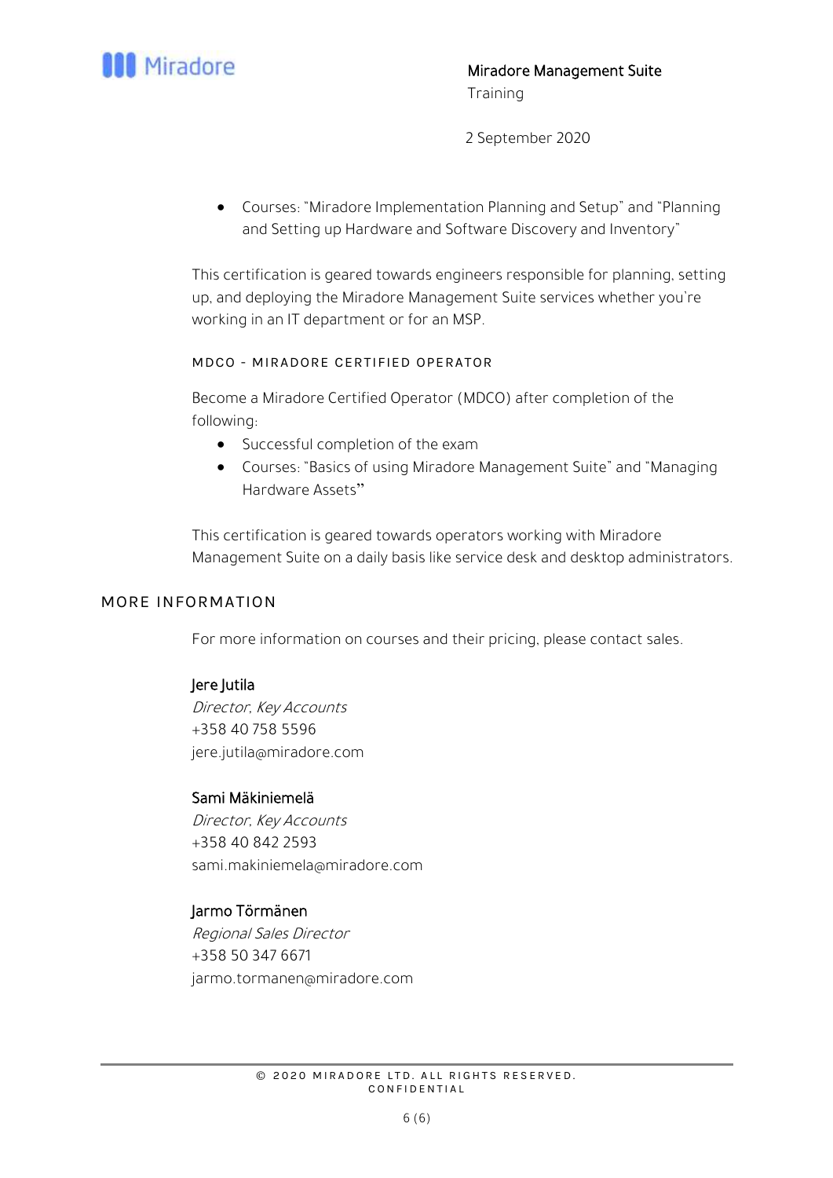- Courses: "Miradore Implementation Planning and Setup" and "Planning and Setting up Hardware and Software Discovery and Inventory"

This certification is geared towards engineers responsible for planning, setting up, and deploying the Miradore Management Suite services whether you're working in an IT department or for an MSP.

### MDCO - MIRADORE CERTIFIED OPERATOR

Become a Miradore Certified Operator (MDCO) after completion of the following:

- Successful completion of the exam
- Courses: "Basics of using Miradore Management Suite" and "Managing Hardware Assets"

This certification is geared towards operators working with Miradore Management Suite on a daily basis like service desk and desktop administrators.

## MORE INFORMATION

For more information on courses and their pricing, please contact sales.

**Jere Jutila**
*Director, Key Accounts*
+358 40 758 5596
jere.jutila@miradore.com

**Sami Mäkiniemelä**
*Director, Key Accounts*
+358 40 842 2593
sami.makiniemela@miradore.com

**Jarmo Törmänen**
*Regional Sales Director*
+358 50 347 6671
jarmo.tormanen@miradore.com